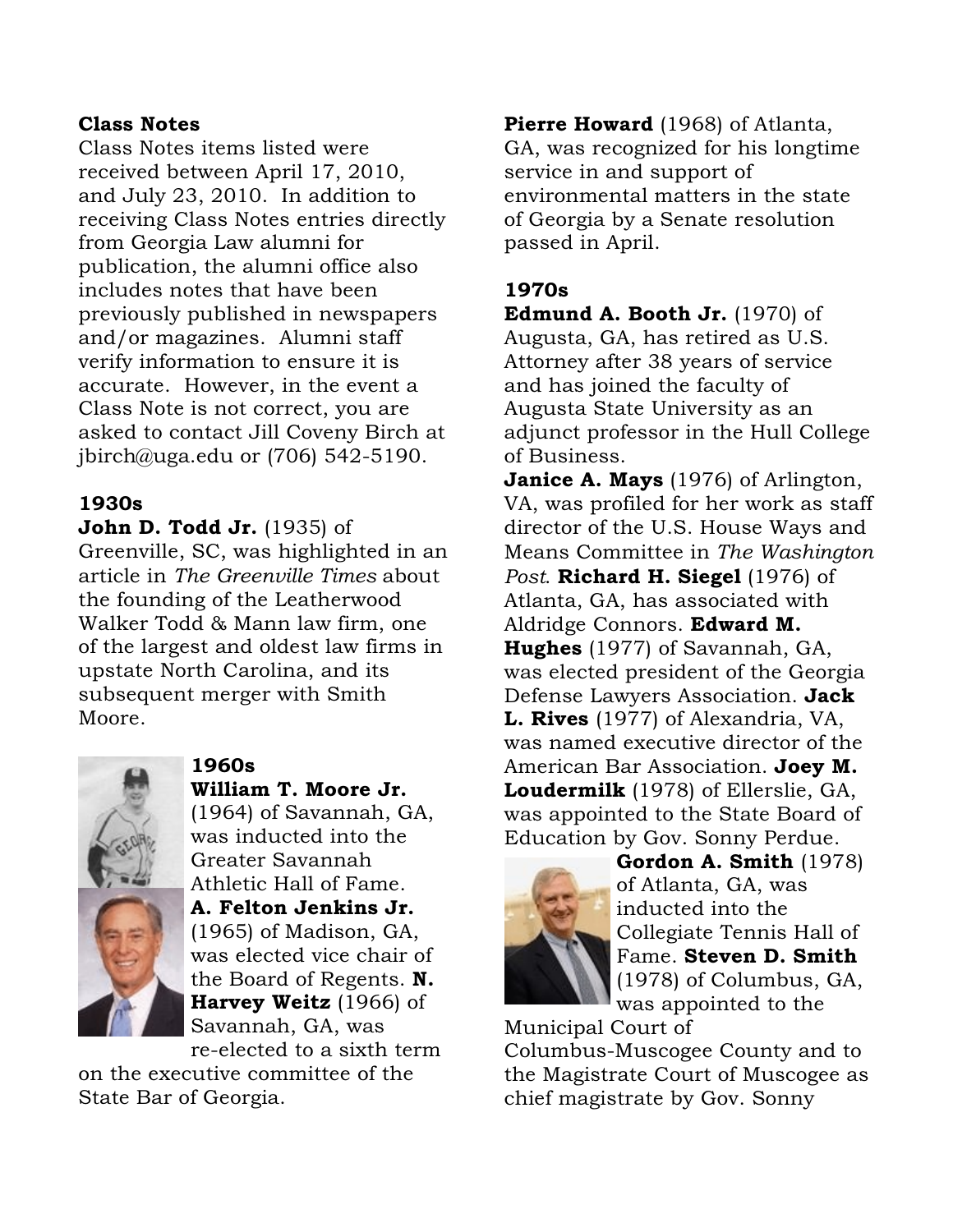## Class Notes

Class Notes items listed were received between April 17, 2010, and July 23, 2010. In addition to receiving Class Notes entries directly from Georgia Law alumni for publication, the alumni office also includes notes that have been previously published in newspapers and/or magazines. Alumni staff verify information to ensure it is accurate. However, in the event a Class Note is not correct, you are asked to contact Jill Coveny Birch at jbirch@uga.edu or (706) 542-5190.

### 1930s

**John D. Todd Jr.** (1935) of Greenville, SC, was highlighted in an article in *The Greenville Times* about the founding of the Leatherwood Walker Todd & Mann law firm, one of the largest and oldest law firms in upstate North Carolina, and its subsequent merger with Smith Moore.

### 1960s

**William T. Moore Jr.** (1964) of Savannah, GA, was inducted into the Greater Savannah Athletic Hall of Fame. **A. Felton Jenkins Jr.** (1965) of Madison, GA, was elected vice chair of the Board of Regents. **N. Harvey Weitz** (1966) of Savannah, GA, was re-elected to a sixth term on the executive committee of the State Bar of Georgia.

**Pierre Howard** (1968) of Atlanta, GA, was recognized for his longtime service in and support of environmental matters in the state of Georgia by a Senate resolution passed in April.

### 1970s

**Edmund A. Booth Jr.** (1970) of Augusta, GA, has retired as U.S. Attorney after 38 years of service and has joined the faculty of Augusta State University as an adjunct professor in the Hull College of Business.

**Janice A. Mays** (1976) of Arlington, VA, was profiled for her work as staff director of the U.S. House Ways and Means Committee in *The Washington Post*. **Richard H. Siegel** (1976) of Atlanta, GA, has associated with Aldridge Connors. **Edward M. Hughes** (1977) of Savannah, GA, was elected president of the Georgia Defense Lawyers Association. **Jack L. Rives** (1977) of Alexandria, VA, was named executive director of the American Bar Association. **Joey M. Loudermilk** (1978) of Ellerslie, GA, was appointed to the State Board of Education by Gov. Sonny Perdue. **Gordon A. Smith** (1978) of Atlanta, GA, was inducted into the Collegiate Tennis Hall of Fame. **Steven D. Smith** (1978) of Columbus, GA, was appointed to the Municipal Court of Columbus-Muscogee County and to the Magistrate Court of Muscogee as chief magistrate by Gov. Sonny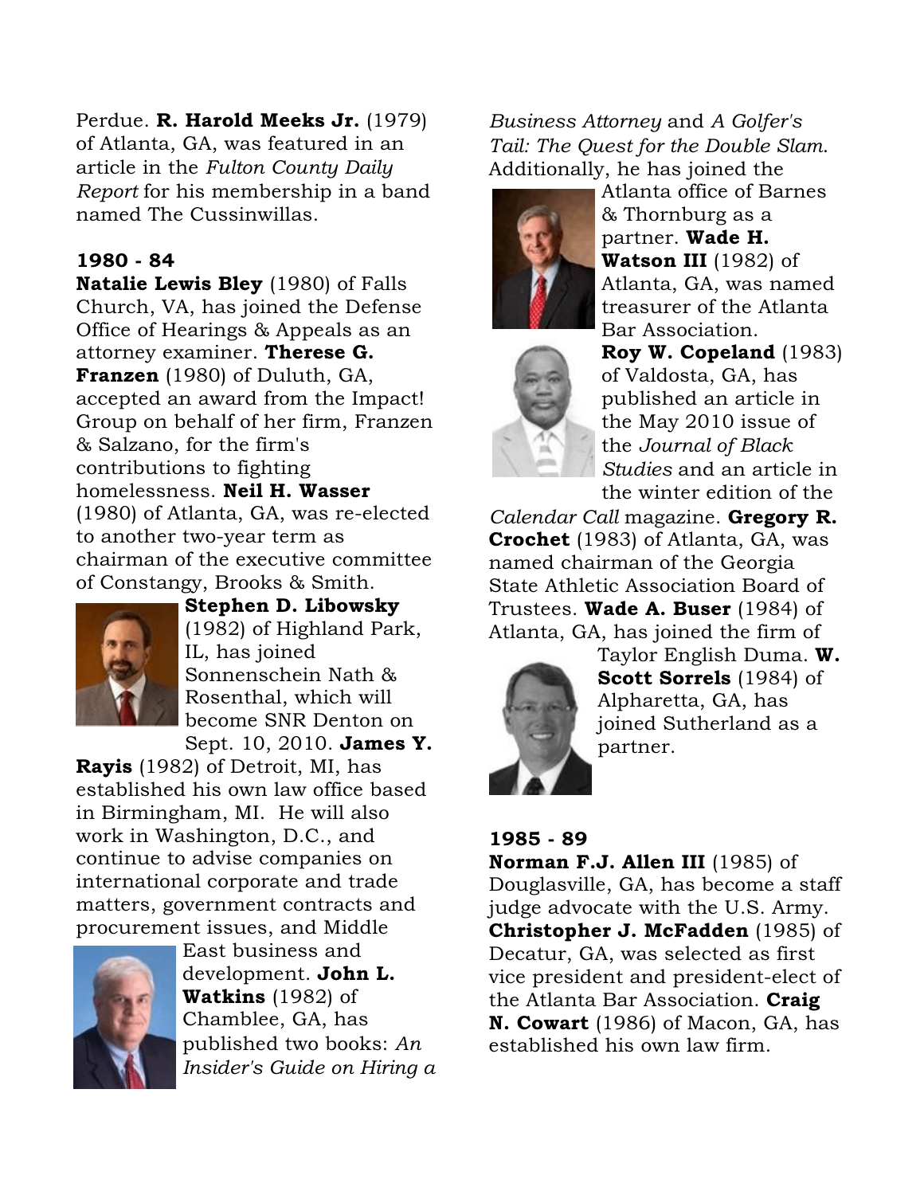Perdue. **R. Harold Meeks Jr.** (1979) of Atlanta, GA, was featured in an article in the *Fulton County Daily Report* for his membership in a band named The Cussinwillas.

## 1980 - 84

**Natalie Lewis Bley** (1980) of Falls Church, VA, has joined the Defense Office of Hearings & Appeals as an attorney examiner. **Therese G. Franzen** (1980) of Duluth, GA, accepted an award from the Impact! Group on behalf of her firm, Franzen & Salzano, for the firm's contributions to fighting homelessness. **Neil H. Wasser** (1980) of Atlanta, GA, was re-elected to another two-year term as chairman of the executive committee of Constangy, Brooks & Smith. **Stephen D. Libowsky** (1982) of Highland Park, IL, has joined Sonnenschein Nath & Rosenthal, which will become SNR Denton on Sept. 10, 2010. **James Y. Rayis** (1982) of Detroit, MI, has established his own law office based in Birmingham, MI. He will also work in Washington, D.C., and continue to advise companies on international corporate and trade matters, government contracts and procurement issues, and Middle East business and development. **John L. Watkins** (1982) of Chamblee, GA, has published two books: *An Insider's Guide on Hiring a Business Attorney* and *A Golfer's Tail: The Quest for the Double Slam.* Additionally, he has joined the Atlanta office of Barnes & Thornburg as a partner. **Wade H. Watson III** (1982) of Atlanta, GA, was named treasurer of the Atlanta Bar Association. **Roy W. Copeland** (1983) of Valdosta, GA, has published an article in the May 2010 issue of the *Journal of Black Studies* and an article in the winter edition of the *Calendar Call* magazine. **Gregory R. Crochet** (1983) of Atlanta, GA, was named chairman of the Georgia State Athletic Association Board of Trustees. **Wade A. Buser** (1984) of Atlanta, GA, has joined the firm of Taylor English Duma. **W. Scott Sorrels** (1984) of Alpharetta, GA, has joined Sutherland as a partner.

## 1985 - 89

**Norman F.J. Allen III** (1985) of Douglasville, GA, has become a staff judge advocate with the U.S. Army. **Christopher J. McFadden** (1985) of Decatur, GA, was selected as first vice president and president-elect of the Atlanta Bar Association. **Craig N. Cowart** (1986) of Macon, GA, has established his own law firm.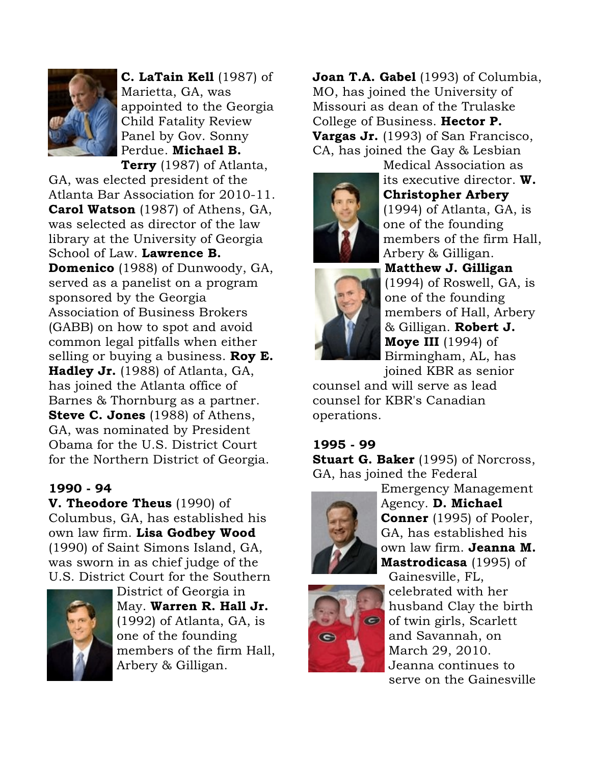**C. LaTain Kell** (1987) of Marietta, GA, was appointed to the Georgia Child Fatality Review Panel by Gov. Sonny Perdue. **Michael B. Terry** (1987) of Atlanta, GA, was elected president of the Atlanta Bar Association for 2010-11. **Carol Watson** (1987) of Athens, GA, was selected as director of the law library at the University of Georgia School of Law. **Lawrence B. Domenico** (1988) of Dunwoody, GA, served as a panelist on a program sponsored by the Georgia Association of Business Brokers (GABB) on how to spot and avoid common legal pitfalls when either selling or buying a business. **Roy E. Hadley Jr.** (1988) of Atlanta, GA, has joined the Atlanta office of Barnes & Thornburg as a partner. **Steve C. Jones** (1988) of Athens, GA, was nominated by President Obama for the U.S. District Court for the Northern District of Georgia.

### 1990 - 94

**V. Theodore Theus** (1990) of Columbus, GA, has established his own law firm. **Lisa Godbey Wood** (1990) of Saint Simons Island, GA, was sworn in as chief judge of the U.S. District Court for the Southern District of Georgia in May. **Warren R. Hall Jr.** (1992) of Atlanta, GA, is one of the founding members of the firm Hall, Arbery & Gilligan.

**Joan T.A. Gabel** (1993) of Columbia, MO, has joined the University of Missouri as dean of the Trulaske College of Business. **Hector P. Vargas Jr.** (1993) of San Francisco, CA, has joined the Gay & Lesbian Medical Association as its executive director. **W. Christopher Arbery** (1994) of Atlanta, GA, is one of the founding members of the firm Hall, Arbery & Gilligan. **Matthew J. Gilligan** (1994) of Roswell, GA, is one of the founding members of Hall, Arbery & Gilligan. **Robert J. Moye III** (1994) of Birmingham, AL, has joined KBR as senior counsel and will serve as lead counsel for KBR's Canadian operations.

### 1995 - 99

**Stuart G. Baker** (1995) of Norcross, GA, has joined the Federal Emergency Management Agency. **D. Michael Conner** (1995) of Pooler, GA, has established his own law firm. **Jeanna M. Mastrodicasa** (1995) of Gainesville, FL, celebrated with her husband Clay the birth of twin girls, Scarlett and Savannah, on March 29, 2010. Jeanna continues to serve on the Gainesville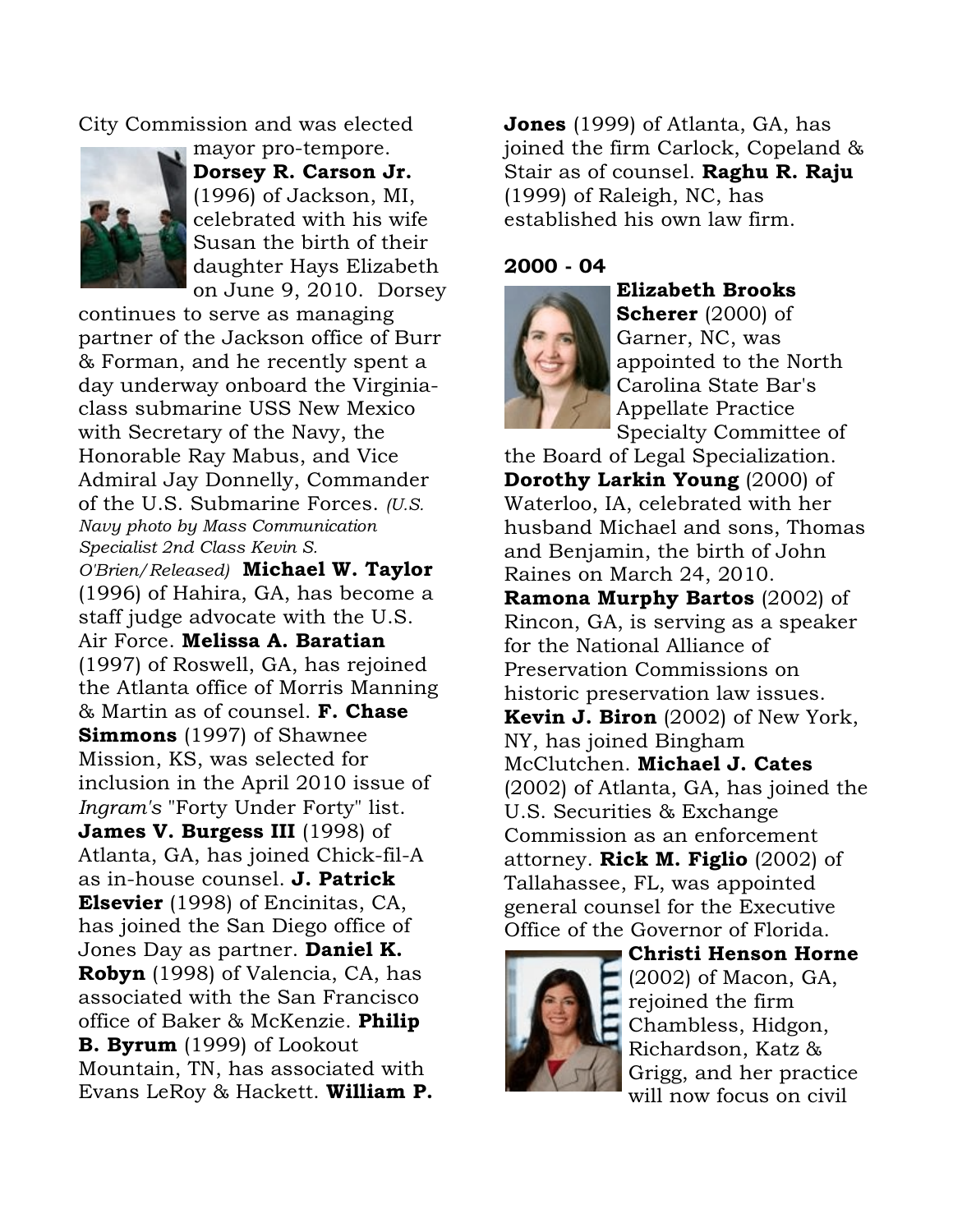City Commission and was elected mayor pro-tempore. **Dorsey R. Carson Jr.** (1996) of Jackson, MI, celebrated with his wife Susan the birth of their daughter Hays Elizabeth on June 9, 2010. Dorsey continues to serve as managing partner of the Jackson office of Burr & Forman, and he recently spent a day underway onboard the Virginia-class submarine USS New Mexico with Secretary of the Navy, the Honorable Ray Mabus, and Vice Admiral Jay Donnelly, Commander of the U.S. Submarine Forces. *(U.S. Navy photo by Mass Communication Specialist 2nd Class Kevin S. O'Brien/Released)* **Michael W. Taylor** (1996) of Hahira, GA, has become a staff judge advocate with the U.S. Air Force. **Melissa A. Baratian** (1997) of Roswell, GA, has rejoined the Atlanta office of Morris Manning & Martin as of counsel. **F. Chase Simmons** (1997) of Shawnee Mission, KS, was selected for inclusion in the April 2010 issue of *Ingram's* "Forty Under Forty" list. **James V. Burgess III** (1998) of Atlanta, GA, has joined Chick-fil-A as in-house counsel. **J. Patrick Elsevier** (1998) of Encinitas, CA, has joined the San Diego office of Jones Day as partner. **Daniel K. Robyn** (1998) of Valencia, CA, has associated with the San Francisco office of Baker & McKenzie. **Philip B. Byrum** (1999) of Lookout Mountain, TN, has associated with Evans LeRoy & Hackett. **William P. Jones** (1999) of Atlanta, GA, has joined the firm Carlock, Copeland & Stair as of counsel. **Raghu R. Raju** (1999) of Raleigh, NC, has established his own law firm.

**2000 - 04**

**Elizabeth Brooks Scherer** (2000) of Garner, NC, was appointed to the North Carolina State Bar's Appellate Practice Specialty Committee of the Board of Legal Specialization. **Dorothy Larkin Young** (2000) of Waterloo, IA, celebrated with her husband Michael and sons, Thomas and Benjamin, the birth of John Raines on March 24, 2010. **Ramona Murphy Bartos** (2002) of Rincon, GA, is serving as a speaker for the National Alliance of Preservation Commissions on historic preservation law issues. **Kevin J. Biron** (2002) of New York, NY, has joined Bingham McClutchen. **Michael J. Cates** (2002) of Atlanta, GA, has joined the U.S. Securities & Exchange Commission as an enforcement attorney. **Rick M. Figlio** (2002) of Tallahassee, FL, was appointed general counsel for the Executive Office of the Governor of Florida. **Christi Henson Horne** (2002) of Macon, GA, rejoined the firm Chambless, Hidgon, Richardson, Katz & Grigg, and her practice will now focus on civil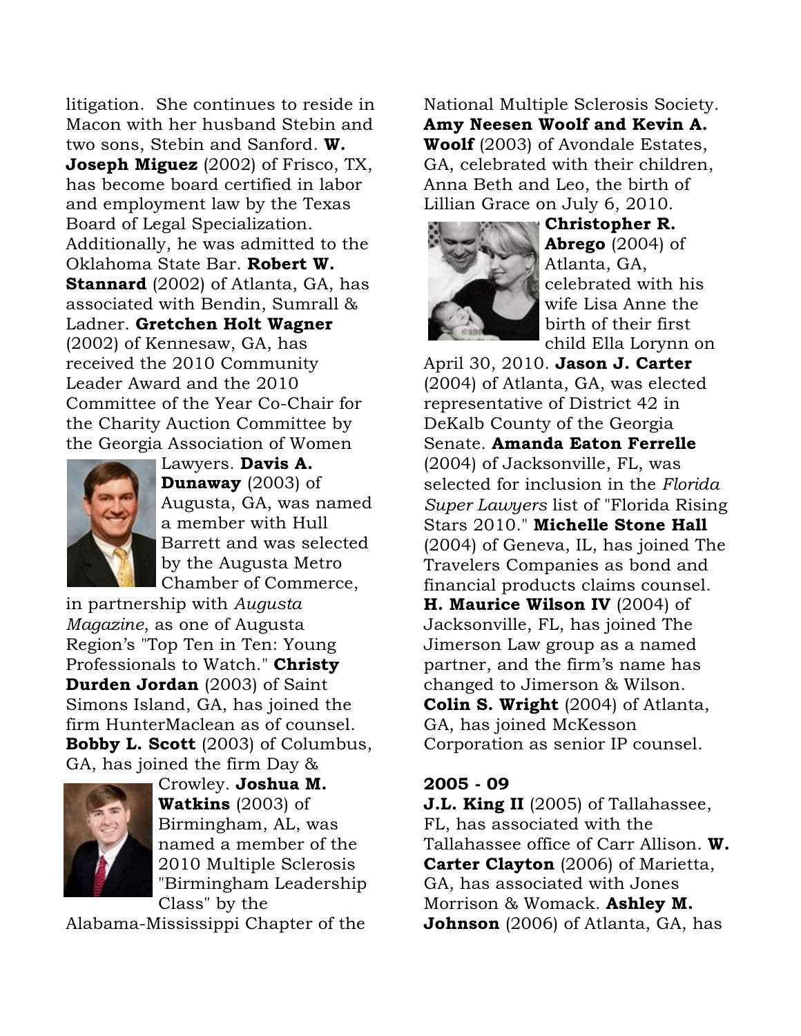litigation. She continues to reside in Macon with her husband Stebin and two sons, Stebin and Sanford. **W. Joseph Miguez** (2002) of Frisco, TX, has become board certified in labor and employment law by the Texas Board of Legal Specialization. Additionally, he was admitted to the Oklahoma State Bar. **Robert W. Stannard** (2002) of Atlanta, GA, has associated with Bendin, Sumrall & Ladner. **Gretchen Holt Wagner** (2002) of Kennesaw, GA, has received the 2010 Community Leader Award and the 2010 Committee of the Year Co-Chair for the Charity Auction Committee by the Georgia Association of Women Lawyers. **Davis A. Dunaway** (2003) of Augusta, GA, was named a member with Hull Barrett and was selected by the Augusta Metro Chamber of Commerce, in partnership with *Augusta Magazine*, as one of Augusta Region's "Top Ten in Ten: Young Professionals to Watch." **Christy Durden Jordan** (2003) of Saint Simons Island, GA, has joined the firm HunterMaclean as of counsel. **Bobby L. Scott** (2003) of Columbus, GA, has joined the firm Day & Crowley. **Joshua M. Watkins** (2003) of Birmingham, AL, was named a member of the 2010 Multiple Sclerosis "Birmingham Leadership Class" by the Alabama-Mississippi Chapter of the National Multiple Sclerosis Society. **Amy Neesen Woolf and Kevin A. Woolf** (2003) of Avondale Estates, GA, celebrated with their children, Anna Beth and Leo, the birth of Lillian Grace on July 6, 2010. **Christopher R. Abrego** (2004) of Atlanta, GA, celebrated with his wife Lisa Anne the birth of their first child Ella Lorynn on April 30, 2010. **Jason J. Carter** (2004) of Atlanta, GA, was elected representative of District 42 in DeKalb County of the Georgia Senate. **Amanda Eaton Ferrelle** (2004) of Jacksonville, FL, was selected for inclusion in the *Florida Super Lawyers* list of "Florida Rising Stars 2010." **Michelle Stone Hall** (2004) of Geneva, IL, has joined The Travelers Companies as bond and financial products claims counsel. **H. Maurice Wilson IV** (2004) of Jacksonville, FL, has joined The Jimerson Law group as a named partner, and the firm's name has changed to Jimerson & Wilson. **Colin S. Wright** (2004) of Atlanta, GA, has joined McKesson Corporation as senior IP counsel.

**2005 - 09**

**J.L. King II** (2005) of Tallahassee, FL, has associated with the Tallahassee office of Carr Allison. **W. Carter Clayton** (2006) of Marietta, GA, has associated with Jones Morrison & Womack. **Ashley M. Johnson** (2006) of Atlanta, GA, has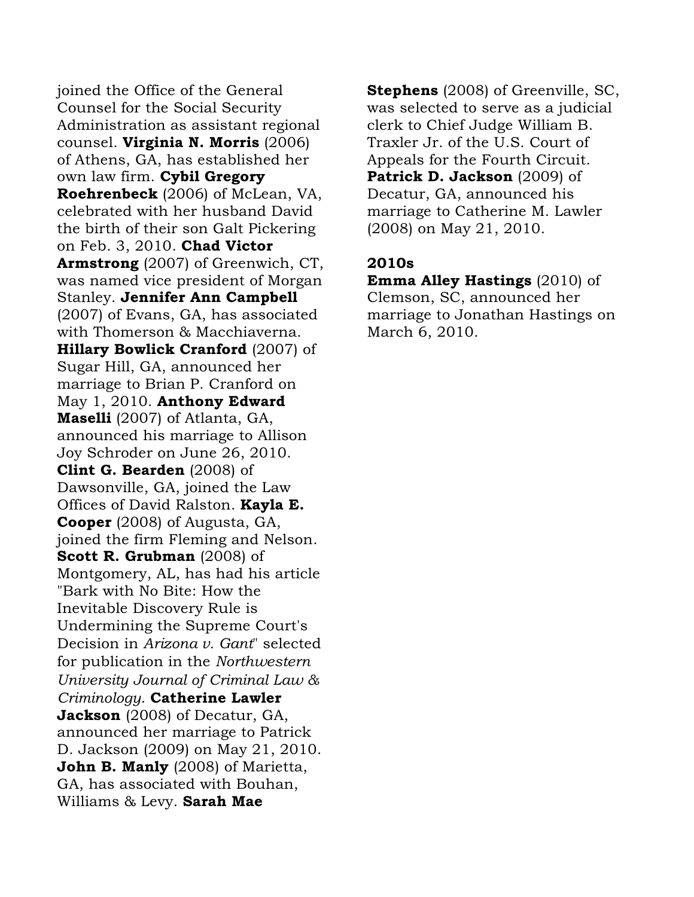joined the Office of the General Counsel for the Social Security Administration as assistant regional counsel. **Virginia N. Morris** (2006) of Athens, GA, has established her own law firm. **Cybil Gregory Roehrenbeck** (2006) of McLean, VA, celebrated with her husband David the birth of their son Galt Pickering on Feb. 3, 2010. **Chad Victor Armstrong** (2007) of Greenwich, CT, was named vice president of Morgan Stanley. **Jennifer Ann Campbell** (2007) of Evans, GA, has associated with Thomerson & Macchiaverna. **Hillary Bowlick Cranford** (2007) of Sugar Hill, GA, announced her marriage to Brian P. Cranford on May 1, 2010. **Anthony Edward Maselli** (2007) of Atlanta, GA, announced his marriage to Allison Joy Schroder on June 26, 2010. **Clint G. Bearden** (2008) of Dawsonville, GA, joined the Law Offices of David Ralston. **Kayla E. Cooper** (2008) of Augusta, GA, joined the firm Fleming and Nelson. **Scott R. Grubman** (2008) of Montgomery, AL, has had his article "Bark with No Bite: How the Inevitable Discovery Rule is Undermining the Supreme Court's Decision in *Arizona v. Gant*" selected for publication in the *Northwestern University Journal of Criminal Law & Criminology*. **Catherine Lawler Jackson** (2008) of Decatur, GA, announced her marriage to Patrick D. Jackson (2009) on May 21, 2010. **John B. Manly** (2008) of Marietta, GA, has associated with Bouhan, Williams & Levy. **Sarah Mae Stephens** (2008) of Greenville, SC, was selected to serve as a judicial clerk to Chief Judge William B. Traxler Jr. of the U.S. Court of Appeals for the Fourth Circuit. **Patrick D. Jackson** (2009) of Decatur, GA, announced his marriage to Catherine M. Lawler (2008) on May 21, 2010.

**2010s**

**Emma Alley Hastings** (2010) of Clemson, SC, announced her marriage to Jonathan Hastings on March 6, 2010.